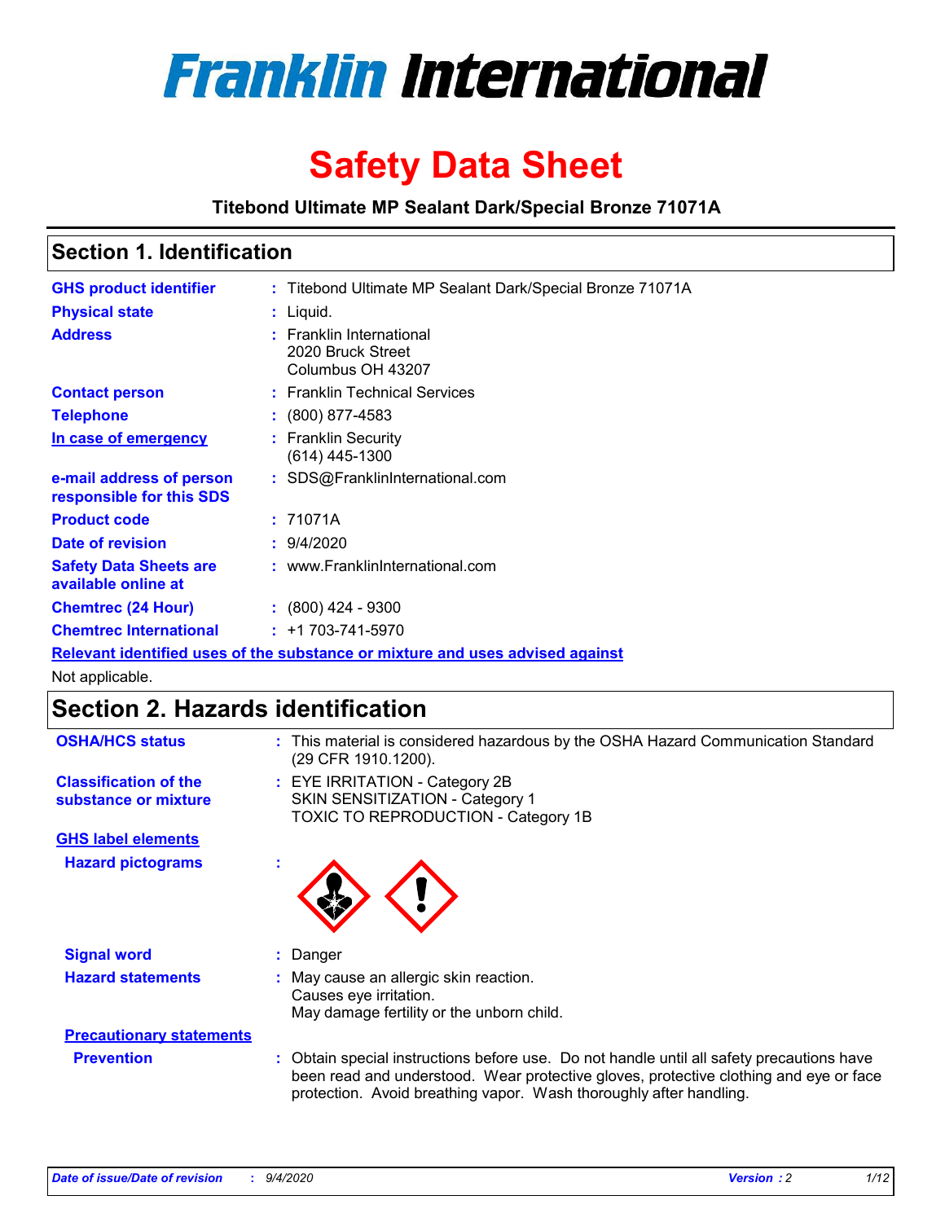# Franklin International

# Safety Data Sheet

**Titebond Ultimate MP Sealant Dark/Special Bronze 71071A**

## Section 1. Identification

| | | |
|---|---|---|
| **GHS product identifier** | : | Titebond Ultimate MP Sealant Dark/Special Bronze 71071A |
| **Physical state** | : | Liquid. |
| **Address** | : | Franklin International<br>2020 Bruck Street<br>Columbus OH 43207 |
| **Contact person** | : | Franklin Technical Services |
| **Telephone** | : | (800) 877-4583 |
| **In case of emergency** | : | Franklin Security<br>(614) 445-1300 |
| **e-mail address of person responsible for this SDS** | : | SDS@FranklinInternational.com |
| **Product code** | : | 71071A |
| **Date of revision** | : | 9/4/2020 |
| **Safety Data Sheets are available online at** | : | www.FranklinInternational.com |
| **Chemtrec (24 Hour)** | : | (800) 424 - 9300 |
| **Chemtrec International** | : | +1 703-741-5970 |

**Relevant identified uses of the substance or mixture and uses advised against**

Not applicable.

## Section 2. Hazards identification

| | | |
|---|---|---|
| **OSHA/HCS status** | : | This material is considered hazardous by the OSHA Hazard Communication Standard (29 CFR 1910.1200). |
| **Classification of the substance or mixture** | : | EYE IRRITATION - Category 2B<br>SKIN SENSITIZATION - Category 1<br>TOXIC TO REPRODUCTION - Category 1B |

**GHS label elements**

**Hazard pictograms** :

| | | |
|---|---|---|
| **Signal word** | : | Danger |
| **Hazard statements** | : | May cause an allergic skin reaction.<br>Causes eye irritation.<br>May damage fertility or the unborn child. |

**Precautionary statements**

| | | |
|---|---|---|
| **Prevention** | : | Obtain special instructions before use. Do not handle until all safety precautions have been read and understood. Wear protective gloves, protective clothing and eye or face protection. Avoid breathing vapor. Wash thoroughly after handling. |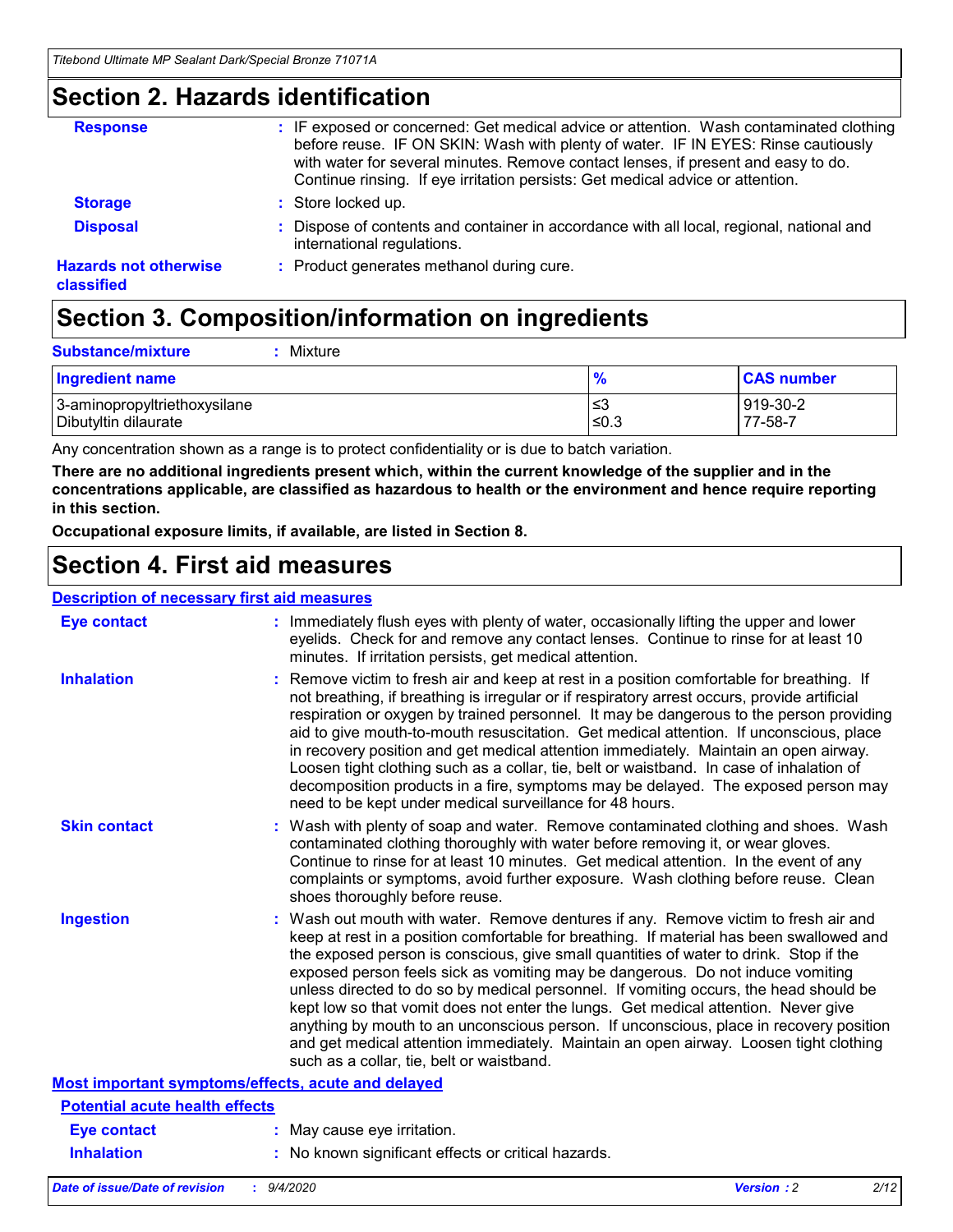## Section 2. Hazards identification

**Response** : IF exposed or concerned: Get medical advice or attention. Wash contaminated clothing before reuse. IF ON SKIN: Wash with plenty of water. IF IN EYES: Rinse cautiously with water for several minutes. Remove contact lenses, if present and easy to do. Continue rinsing. If eye irritation persists: Get medical advice or attention.

**Storage** : Store locked up.

**Disposal** : Dispose of contents and container in accordance with all local, regional, national and international regulations.

**Hazards not otherwise classified** : Product generates methanol during cure.

## Section 3. Composition/information on ingredients

**Substance/mixture** : Mixture

| Ingredient name | % | CAS number |
|---|---|---|
| 3-aminopropyltriethoxysilane | ≤3 | 919-30-2 |
| Dibutyltin dilaurate | ≤0.3 | 77-58-7 |

Any concentration shown as a range is to protect confidentiality or is due to batch variation.

**There are no additional ingredients present which, within the current knowledge of the supplier and in the concentrations applicable, are classified as hazardous to health or the environment and hence require reporting in this section.**

**Occupational exposure limits, if available, are listed in Section 8.**

## Section 4. First aid measures

### Description of necessary first aid measures

**Eye contact** : Immediately flush eyes with plenty of water, occasionally lifting the upper and lower eyelids. Check for and remove any contact lenses. Continue to rinse for at least 10 minutes. If irritation persists, get medical attention.

**Inhalation** : Remove victim to fresh air and keep at rest in a position comfortable for breathing. If not breathing, if breathing is irregular or if respiratory arrest occurs, provide artificial respiration or oxygen by trained personnel. It may be dangerous to the person providing aid to give mouth-to-mouth resuscitation. Get medical attention. If unconscious, place in recovery position and get medical attention immediately. Maintain an open airway. Loosen tight clothing such as a collar, tie, belt or waistband. In case of inhalation of decomposition products in a fire, symptoms may be delayed. The exposed person may need to be kept under medical surveillance for 48 hours.

**Skin contact** : Wash with plenty of soap and water. Remove contaminated clothing and shoes. Wash contaminated clothing thoroughly with water before removing it, or wear gloves. Continue to rinse for at least 10 minutes. Get medical attention. In the event of any complaints or symptoms, avoid further exposure. Wash clothing before reuse. Clean shoes thoroughly before reuse.

**Ingestion** : Wash out mouth with water. Remove dentures if any. Remove victim to fresh air and keep at rest in a position comfortable for breathing. If material has been swallowed and the exposed person is conscious, give small quantities of water to drink. Stop if the exposed person feels sick as vomiting may be dangerous. Do not induce vomiting unless directed to do so by medical personnel. If vomiting occurs, the head should be kept low so that vomit does not enter the lungs. Get medical attention. Never give anything by mouth to an unconscious person. If unconscious, place in recovery position and get medical attention immediately. Maintain an open airway. Loosen tight clothing such as a collar, tie, belt or waistband.

### Most important symptoms/effects, acute and delayed

#### Potential acute health effects

**Eye contact** : May cause eye irritation.

**Inhalation** : No known significant effects or critical hazards.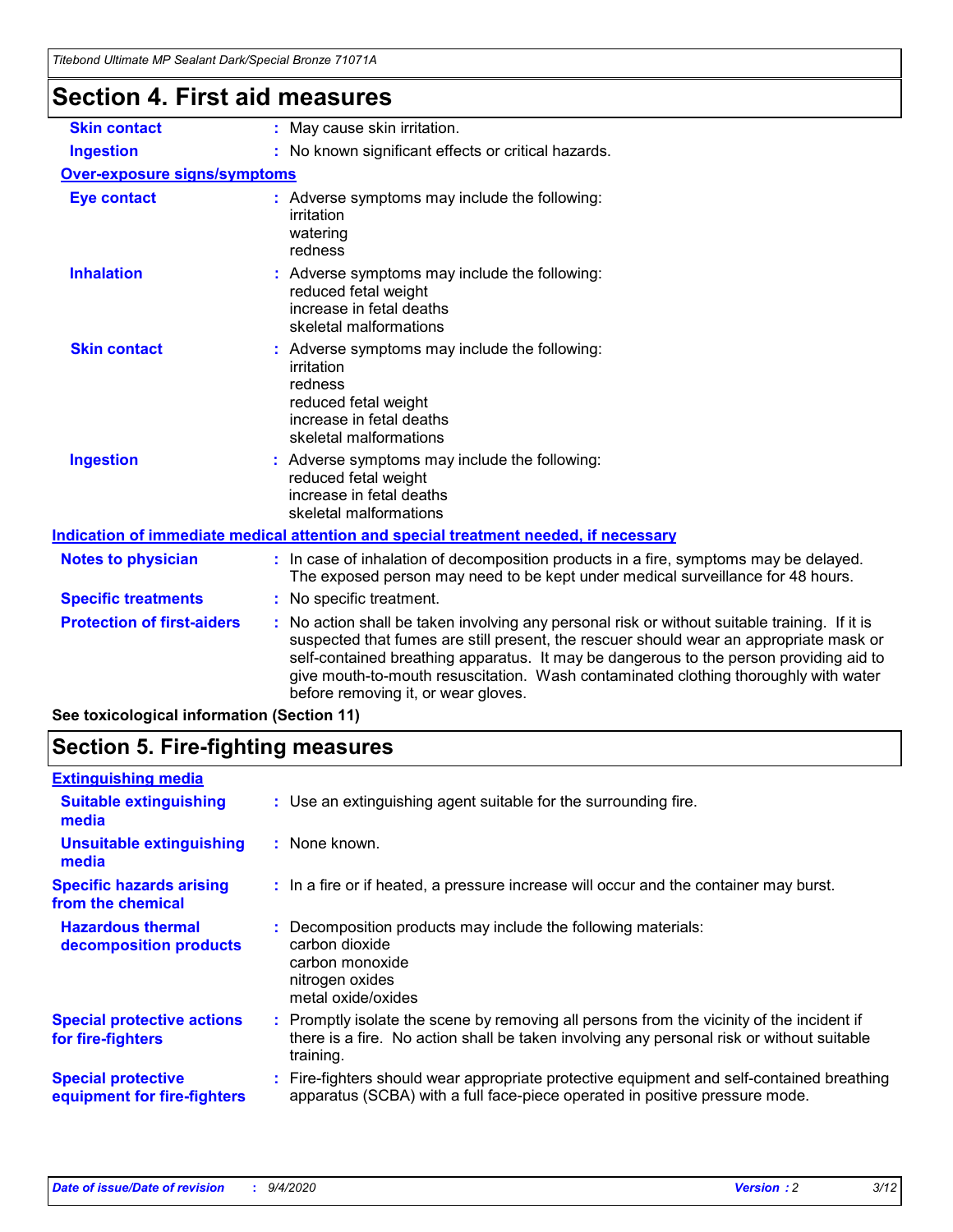## Section 4. First aid measures

| | |
|---|---|
| **Skin contact** | May cause skin irritation. |
| **Ingestion** | No known significant effects or critical hazards. |

**Over-exposure signs/symptoms**

| | |
|---|---|
| **Eye contact** | Adverse symptoms may include the following:<br>irritation<br>watering<br>redness |
| **Inhalation** | Adverse symptoms may include the following:<br>reduced fetal weight<br>increase in fetal deaths<br>skeletal malformations |
| **Skin contact** | Adverse symptoms may include the following:<br>irritation<br>redness<br>reduced fetal weight<br>increase in fetal deaths<br>skeletal malformations |
| **Ingestion** | Adverse symptoms may include the following:<br>reduced fetal weight<br>increase in fetal deaths<br>skeletal malformations |

**Indication of immediate medical attention and special treatment needed, if necessary**

| | |
|---|---|
| **Notes to physician** | In case of inhalation of decomposition products in a fire, symptoms may be delayed. The exposed person may need to be kept under medical surveillance for 48 hours. |
| **Specific treatments** | No specific treatment. |
| **Protection of first-aiders** | No action shall be taken involving any personal risk or without suitable training. If it is suspected that fumes are still present, the rescuer should wear an appropriate mask or self-contained breathing apparatus. It may be dangerous to the person providing aid to give mouth-to-mouth resuscitation. Wash contaminated clothing thoroughly with water before removing it, or wear gloves. |

**See toxicological information (Section 11)**

## Section 5. Fire-fighting measures

**Extinguishing media**

| | |
|---|---|
| **Suitable extinguishing media** | Use an extinguishing agent suitable for the surrounding fire. |
| **Unsuitable extinguishing media** | None known. |
| **Specific hazards arising from the chemical** | In a fire or if heated, a pressure increase will occur and the container may burst. |
| **Hazardous thermal decomposition products** | Decomposition products may include the following materials:<br>carbon dioxide<br>carbon monoxide<br>nitrogen oxides<br>metal oxide/oxides |
| **Special protective actions for fire-fighters** | Promptly isolate the scene by removing all persons from the vicinity of the incident if there is a fire. No action shall be taken involving any personal risk or without suitable training. |
| **Special protective equipment for fire-fighters** | Fire-fighters should wear appropriate protective equipment and self-contained breathing apparatus (SCBA) with a full face-piece operated in positive pressure mode. |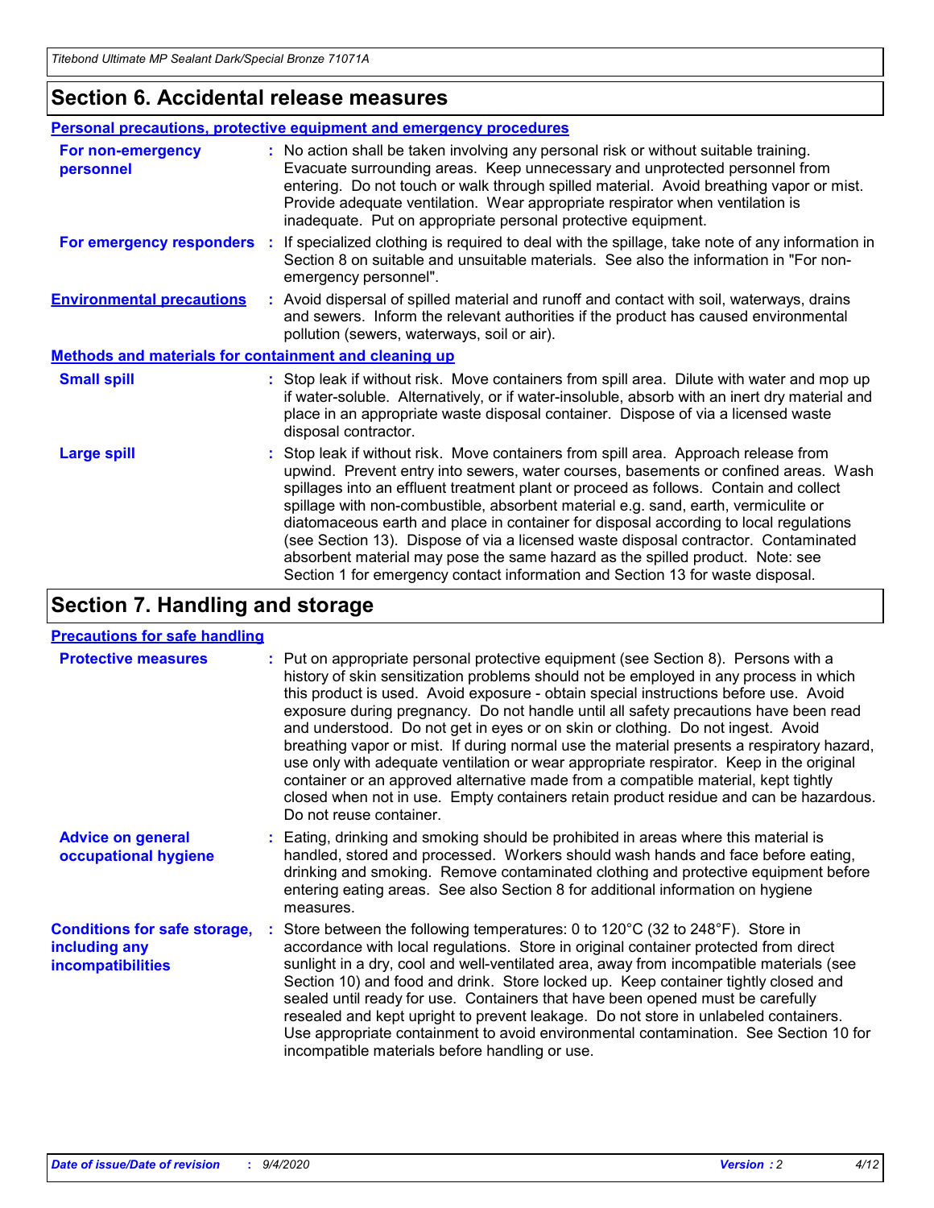## Section 6. Accidental release measures

### Personal precautions, protective equipment and emergency procedures

**For non-emergency personnel** : No action shall be taken involving any personal risk or without suitable training. Evacuate surrounding areas. Keep unnecessary and unprotected personnel from entering. Do not touch or walk through spilled material. Avoid breathing vapor or mist. Provide adequate ventilation. Wear appropriate respirator when ventilation is inadequate. Put on appropriate personal protective equipment.

**For emergency responders** : If specialized clothing is required to deal with the spillage, take note of any information in Section 8 on suitable and unsuitable materials. See also the information in "For non-emergency personnel".

**Environmental precautions** : Avoid dispersal of spilled material and runoff and contact with soil, waterways, drains and sewers. Inform the relevant authorities if the product has caused environmental pollution (sewers, waterways, soil or air).

### Methods and materials for containment and cleaning up

**Small spill** : Stop leak if without risk. Move containers from spill area. Dilute with water and mop up if water-soluble. Alternatively, or if water-insoluble, absorb with an inert dry material and place in an appropriate waste disposal container. Dispose of via a licensed waste disposal contractor.

**Large spill** : Stop leak if without risk. Move containers from spill area. Approach release from upwind. Prevent entry into sewers, water courses, basements or confined areas. Wash spillages into an effluent treatment plant or proceed as follows. Contain and collect spillage with non-combustible, absorbent material e.g. sand, earth, vermiculite or diatomaceous earth and place in container for disposal according to local regulations (see Section 13). Dispose of via a licensed waste disposal contractor. Contaminated absorbent material may pose the same hazard as the spilled product. Note: see Section 1 for emergency contact information and Section 13 for waste disposal.

## Section 7. Handling and storage

### Precautions for safe handling

**Protective measures** : Put on appropriate personal protective equipment (see Section 8). Persons with a history of skin sensitization problems should not be employed in any process in which this product is used. Avoid exposure - obtain special instructions before use. Avoid exposure during pregnancy. Do not handle until all safety precautions have been read and understood. Do not get in eyes or on skin or clothing. Do not ingest. Avoid breathing vapor or mist. If during normal use the material presents a respiratory hazard, use only with adequate ventilation or wear appropriate respirator. Keep in the original container or an approved alternative made from a compatible material, kept tightly closed when not in use. Empty containers retain product residue and can be hazardous. Do not reuse container.

**Advice on general occupational hygiene** : Eating, drinking and smoking should be prohibited in areas where this material is handled, stored and processed. Workers should wash hands and face before eating, drinking and smoking. Remove contaminated clothing and protective equipment before entering eating areas. See also Section 8 for additional information on hygiene measures.

**Conditions for safe storage, including any incompatibilities** : Store between the following temperatures: 0 to 120°C (32 to 248°F). Store in accordance with local regulations. Store in original container protected from direct sunlight in a dry, cool and well-ventilated area, away from incompatible materials (see Section 10) and food and drink. Store locked up. Keep container tightly closed and sealed until ready for use. Containers that have been opened must be carefully resealed and kept upright to prevent leakage. Do not store in unlabeled containers. Use appropriate containment to avoid environmental contamination. See Section 10 for incompatible materials before handling or use.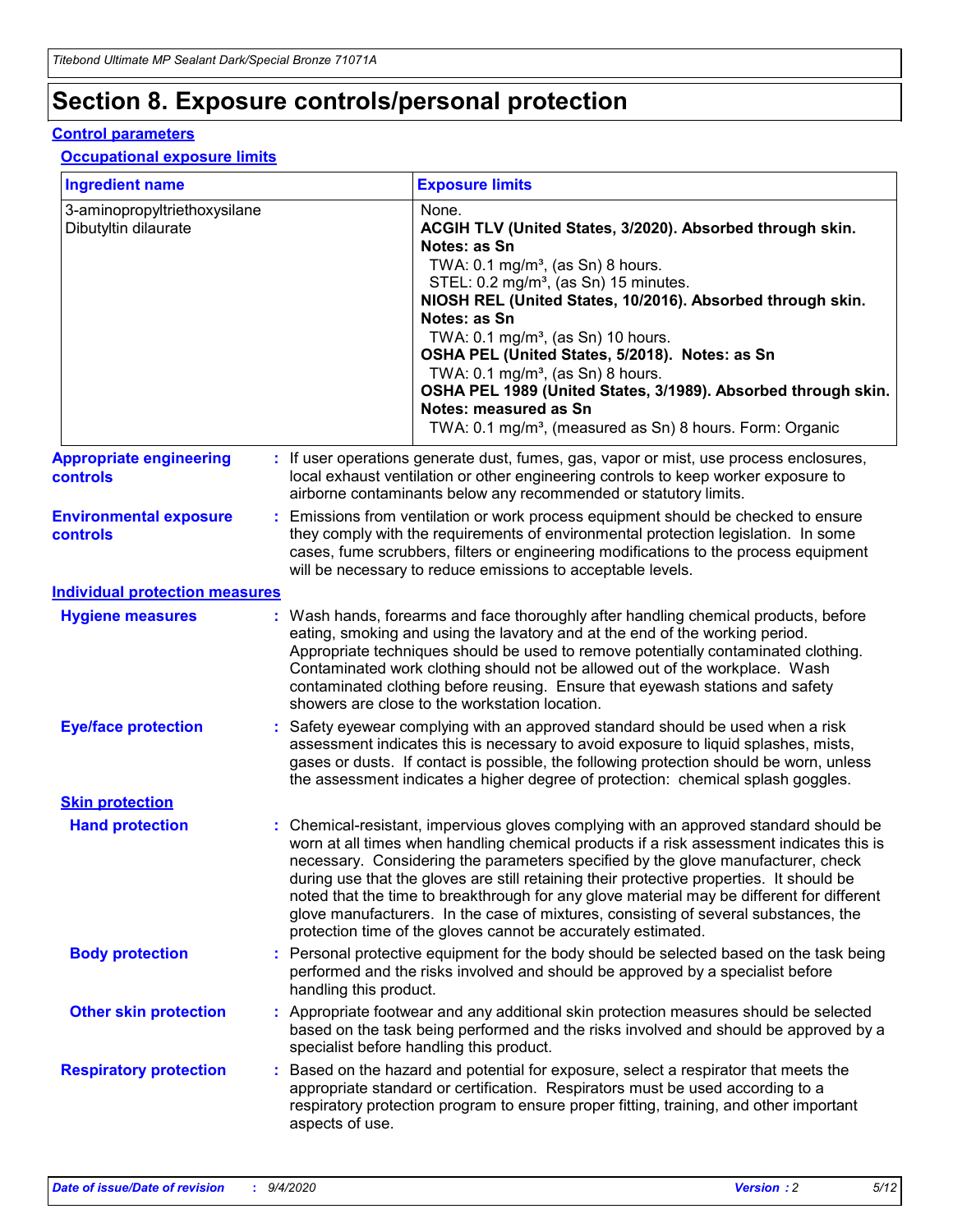# Section 8. Exposure controls/personal protection

## Control parameters

### Occupational exposure limits

| Ingredient name | Exposure limits |
|---|---|
| 3-aminopropyltriethoxysilane | None. |
| Dibutyltin dilaurate | **ACGIH TLV (United States, 3/2020). Absorbed through skin. Notes: as Sn**<br>TWA: 0.1 mg/m³, (as Sn) 8 hours.<br>STEL: 0.2 mg/m³, (as Sn) 15 minutes.<br>**NIOSH REL (United States, 10/2016). Absorbed through skin. Notes: as Sn**<br>TWA: 0.1 mg/m³, (as Sn) 10 hours.<br>**OSHA PEL (United States, 5/2018). Notes: as Sn**<br>TWA: 0.1 mg/m³, (as Sn) 8 hours.<br>**OSHA PEL 1989 (United States, 3/1989). Absorbed through skin. Notes: measured as Sn**<br>TWA: 0.1 mg/m³, (measured as Sn) 8 hours. Form: Organic |

**Appropriate engineering controls** : If user operations generate dust, fumes, gas, vapor or mist, use process enclosures, local exhaust ventilation or other engineering controls to keep worker exposure to airborne contaminants below any recommended or statutory limits.

**Environmental exposure controls** : Emissions from ventilation or work process equipment should be checked to ensure they comply with the requirements of environmental protection legislation. In some cases, fume scrubbers, filters or engineering modifications to the process equipment will be necessary to reduce emissions to acceptable levels.

## Individual protection measures

**Hygiene measures** : Wash hands, forearms and face thoroughly after handling chemical products, before eating, smoking and using the lavatory and at the end of the working period. Appropriate techniques should be used to remove potentially contaminated clothing. Contaminated work clothing should not be allowed out of the workplace. Wash contaminated clothing before reusing. Ensure that eyewash stations and safety showers are close to the workstation location.

**Eye/face protection** : Safety eyewear complying with an approved standard should be used when a risk assessment indicates this is necessary to avoid exposure to liquid splashes, mists, gases or dusts. If contact is possible, the following protection should be worn, unless the assessment indicates a higher degree of protection: chemical splash goggles.

### Skin protection

**Hand protection** : Chemical-resistant, impervious gloves complying with an approved standard should be worn at all times when handling chemical products if a risk assessment indicates this is necessary. Considering the parameters specified by the glove manufacturer, check during use that the gloves are still retaining their protective properties. It should be noted that the time to breakthrough for any glove material may be different for different glove manufacturers. In the case of mixtures, consisting of several substances, the protection time of the gloves cannot be accurately estimated.

**Body protection** : Personal protective equipment for the body should be selected based on the task being performed and the risks involved and should be approved by a specialist before handling this product.

**Other skin protection** : Appropriate footwear and any additional skin protection measures should be selected based on the task being performed and the risks involved and should be approved by a specialist before handling this product.

**Respiratory protection** : Based on the hazard and potential for exposure, select a respirator that meets the appropriate standard or certification. Respirators must be used according to a respiratory protection program to ensure proper fitting, training, and other important aspects of use.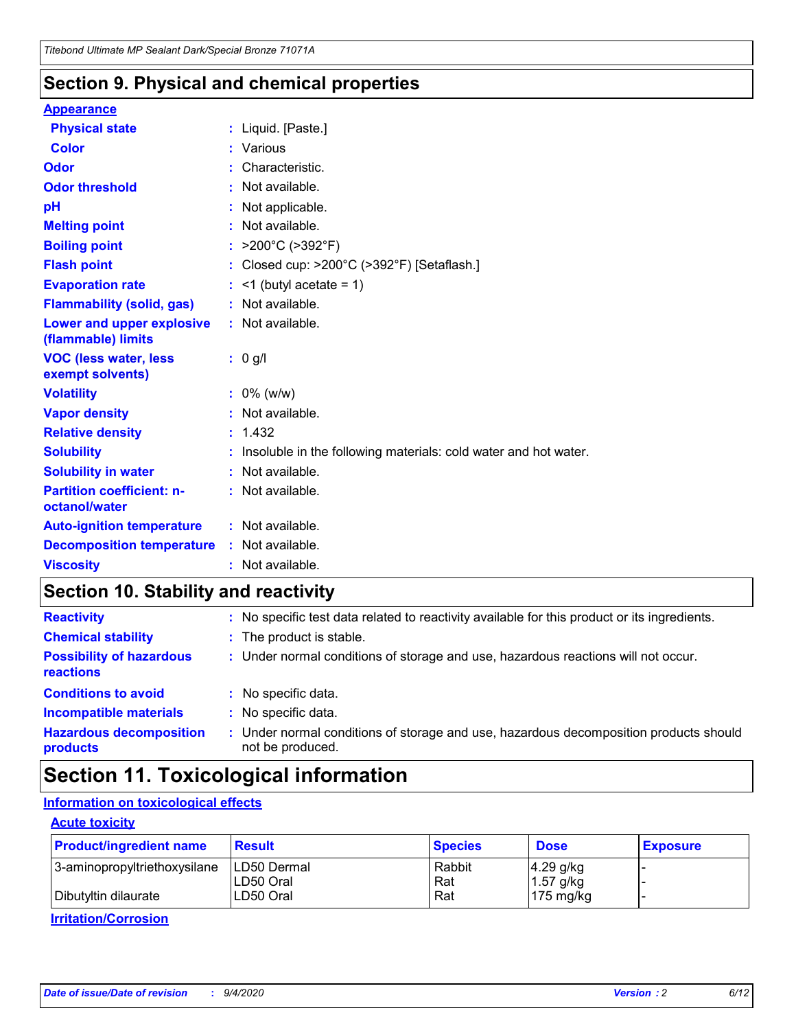## Section 9. Physical and chemical properties

**Appearance**

| | |
|---|---|
| **Physical state** | : Liquid. [Paste.] |
| **Color** | : Various |
| **Odor** | : Characteristic. |
| **Odor threshold** | : Not available. |
| **pH** | : Not applicable. |
| **Melting point** | : Not available. |
| **Boiling point** | : >200°C (>392°F) |
| **Flash point** | : Closed cup: >200°C (>392°F) [Setaflash.] |
| **Evaporation rate** | : <1 (butyl acetate = 1) |
| **Flammability (solid, gas)** | : Not available. |
| **Lower and upper explosive (flammable) limits** | : Not available. |
| **VOC (less water, less exempt solvents)** | : 0 g/l |
| **Volatility** | : 0% (w/w) |
| **Vapor density** | : Not available. |
| **Relative density** | : 1.432 |
| **Solubility** | : Insoluble in the following materials: cold water and hot water. |
| **Solubility in water** | : Not available. |
| **Partition coefficient: n-octanol/water** | : Not available. |
| **Auto-ignition temperature** | : Not available. |
| **Decomposition temperature** | : Not available. |
| **Viscosity** | : Not available. |

## Section 10. Stability and reactivity

| | |
|---|---|
| **Reactivity** | : No specific test data related to reactivity available for this product or its ingredients. |
| **Chemical stability** | : The product is stable. |
| **Possibility of hazardous reactions** | : Under normal conditions of storage and use, hazardous reactions will not occur. |
| **Conditions to avoid** | : No specific data. |
| **Incompatible materials** | : No specific data. |
| **Hazardous decomposition products** | : Under normal conditions of storage and use, hazardous decomposition products should not be produced. |

## Section 11. Toxicological information

**Information on toxicological effects**

**Acute toxicity**

| Product/ingredient name | Result | Species | Dose | Exposure |
|---|---|---|---|---|
| 3-aminopropyltriethoxysilane | LD50 Dermal | Rabbit | 4.29 g/kg | - |
| | LD50 Oral | Rat | 1.57 g/kg | - |
| Dibutyltin dilaurate | LD50 Oral | Rat | 175 mg/kg | - |

**Irritation/Corrosion**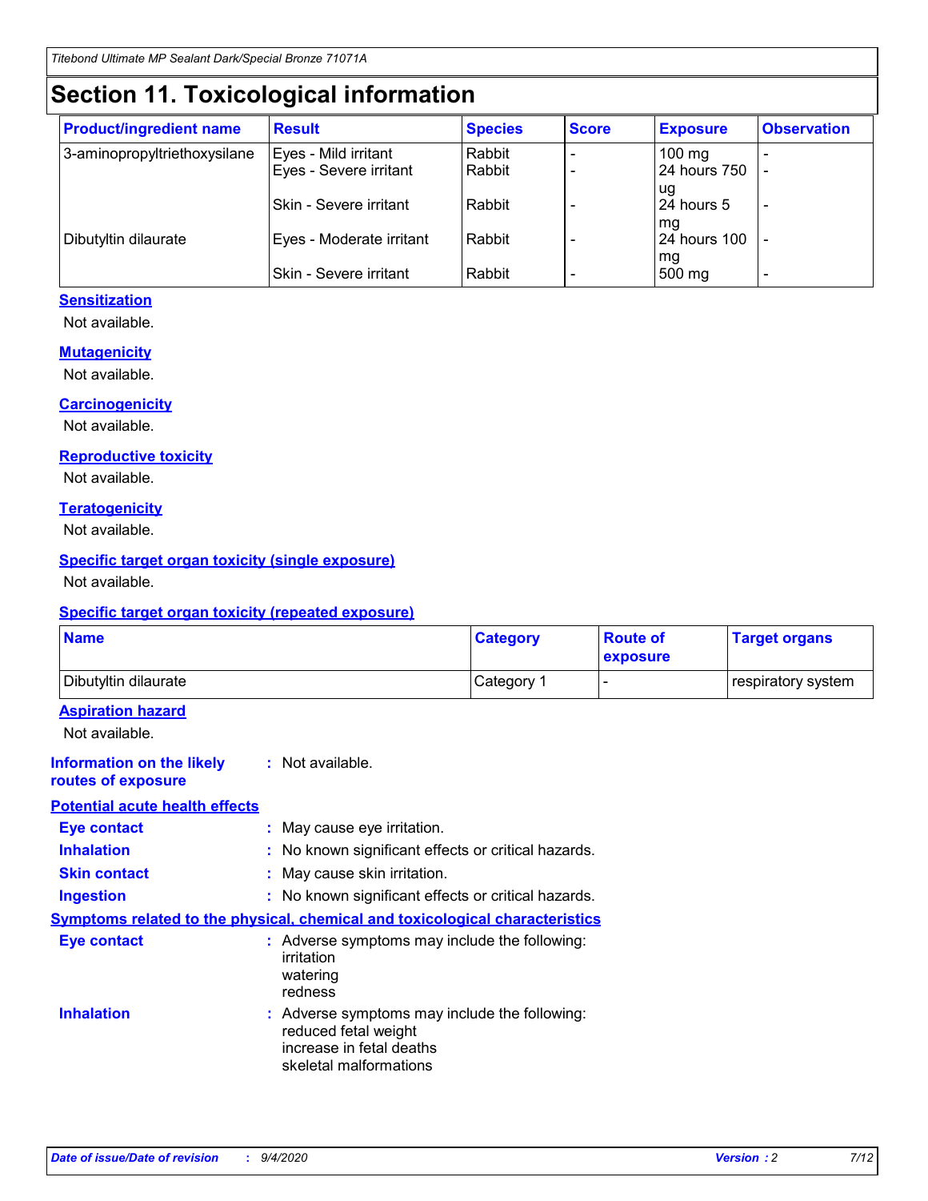# Section 11. Toxicological information

| Product/ingredient name | Result | Species | Score | Exposure | Observation |
|---|---|---|---|---|---|
| 3-aminopropyltriethoxysilane | Eyes - Mild irritant | Rabbit | - | 100 mg | - |
| | Eyes - Severe irritant | Rabbit | - | 24 hours 750 ug | - |
| | Skin - Severe irritant | Rabbit | - | 24 hours 5 mg | - |
| Dibutyltin dilaurate | Eyes - Moderate irritant | Rabbit | - | 24 hours 100 mg | - |
| | Skin - Severe irritant | Rabbit | - | 500 mg | - |

**Sensitization**

Not available.

**Mutagenicity**

Not available.

**Carcinogenicity**

Not available.

**Reproductive toxicity**

Not available.

**Teratogenicity**

Not available.

**Specific target organ toxicity (single exposure)**

Not available.

**Specific target organ toxicity (repeated exposure)**

| Name | Category | Route of exposure | Target organs |
|---|---|---|---|
| Dibutyltin dilaurate | Category 1 | - | respiratory system |

**Aspiration hazard**

Not available.

**Information on the likely routes of exposure** : Not available.

**Potential acute health effects**

**Eye contact** : May cause eye irritation.

**Inhalation** : No known significant effects or critical hazards.

**Skin contact** : May cause skin irritation.

**Ingestion** : No known significant effects or critical hazards.

**Symptoms related to the physical, chemical and toxicological characteristics**

**Eye contact** : Adverse symptoms may include the following:
irritation
watering
redness

**Inhalation** : Adverse symptoms may include the following:
reduced fetal weight
increase in fetal deaths
skeletal malformations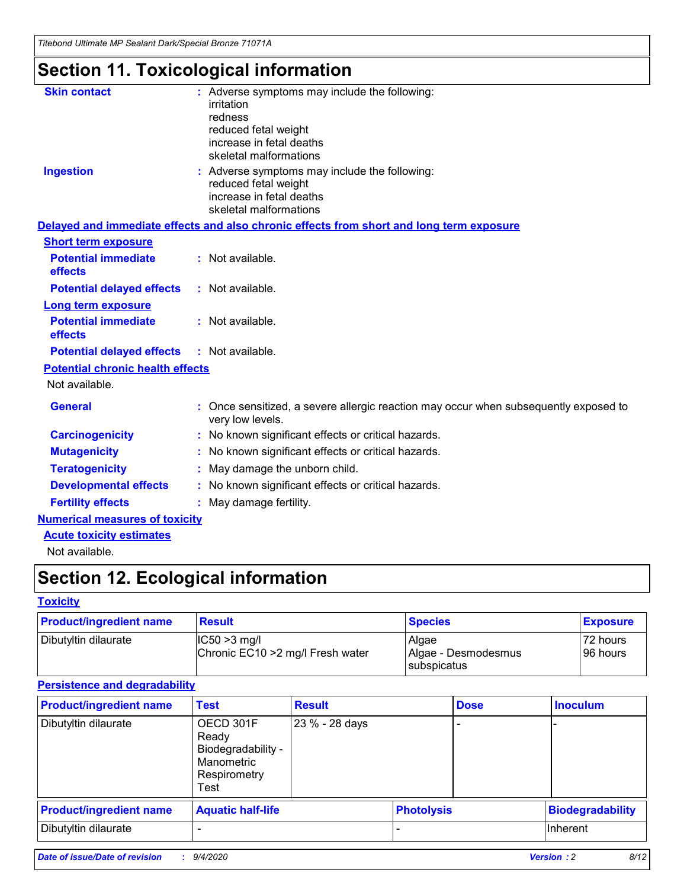# Section 11. Toxicological information

**Skin contact** : Adverse symptoms may include the following:
irritation
redness
reduced fetal weight
increase in fetal deaths
skeletal malformations

**Ingestion** : Adverse symptoms may include the following:
reduced fetal weight
increase in fetal deaths
skeletal malformations

**Delayed and immediate effects and also chronic effects from short and long term exposure**

**Short term exposure**

**Potential immediate effects** : Not available.

**Potential delayed effects** : Not available.

**Long term exposure**

**Potential immediate effects** : Not available.

**Potential delayed effects** : Not available.

**Potential chronic health effects**

Not available.

**General** : Once sensitized, a severe allergic reaction may occur when subsequently exposed to very low levels.

**Carcinogenicity** : No known significant effects or critical hazards.

**Mutagenicity** : No known significant effects or critical hazards.

**Teratogenicity** : May damage the unborn child.

**Developmental effects** : No known significant effects or critical hazards.

**Fertility effects** : May damage fertility.

**Numerical measures of toxicity**

**Acute toxicity estimates**

Not available.

# Section 12. Ecological information

**Toxicity**

| Product/ingredient name | Result | Species | Exposure |
|---|---|---|---|
| Dibutyltin dilaurate | IC50 >3 mg/l<br>Chronic EC10 >2 mg/l Fresh water | Algae<br>Algae - Desmodesmus subspicatus | 72 hours<br>96 hours |

**Persistence and degradability**

| Product/ingredient name | Test | Result | Dose | Inoculum |
|---|---|---|---|---|
| Dibutyltin dilaurate | OECD 301F Ready Biodegradability - Manometric Respirometry Test | 23 % - 28 days | - | - |

| Product/ingredient name | Aquatic half-life | Photolysis | Biodegradability |
|---|---|---|---|
| Dibutyltin dilaurate | - | - | Inherent |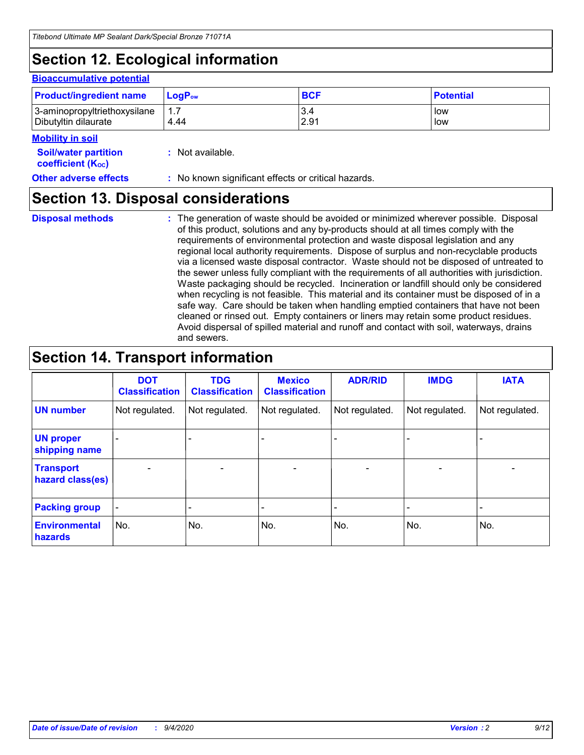# Section 12. Ecological information

### Bioaccumulative potential

| Product/ingredient name | $LogP_{ow}$ | BCF | Potential |
|---|---|---|---|
| 3-aminopropyltriethoxysilane | 1.7 | 3.4 | low |
| Dibutyltin dilaurate | 4.44 | 2.91 | low |

### Mobility in soil

**Soil/water partition coefficient ($K_{OC}$)** : Not available.

**Other adverse effects** : No known significant effects or critical hazards.

# Section 13. Disposal considerations

**Disposal methods** : The generation of waste should be avoided or minimized wherever possible. Disposal of this product, solutions and any by-products should at all times comply with the requirements of environmental protection and waste disposal legislation and any regional local authority requirements. Dispose of surplus and non-recyclable products via a licensed waste disposal contractor. Waste should not be disposed of untreated to the sewer unless fully compliant with the requirements of all authorities with jurisdiction. Waste packaging should be recycled. Incineration or landfill should only be considered when recycling is not feasible. This material and its container must be disposed of in a safe way. Care should be taken when handling emptied containers that have not been cleaned or rinsed out. Empty containers or liners may retain some product residues. Avoid dispersal of spilled material and runoff and contact with soil, waterways, drains and sewers.

# Section 14. Transport information

| | DOT Classification | TDG Classification | Mexico Classification | ADR/RID | IMDG | IATA |
|---|---|---|---|---|---|---|
| UN number | Not regulated. | Not regulated. | Not regulated. | Not regulated. | Not regulated. | Not regulated. |
| UN proper shipping name | - | - | - | - | - | - |
| Transport hazard class(es) | - | - | - | - | - | - |
| Packing group | - | - | - | - | - | - |
| Environmental hazards | No. | No. | No. | No. | No. | No. |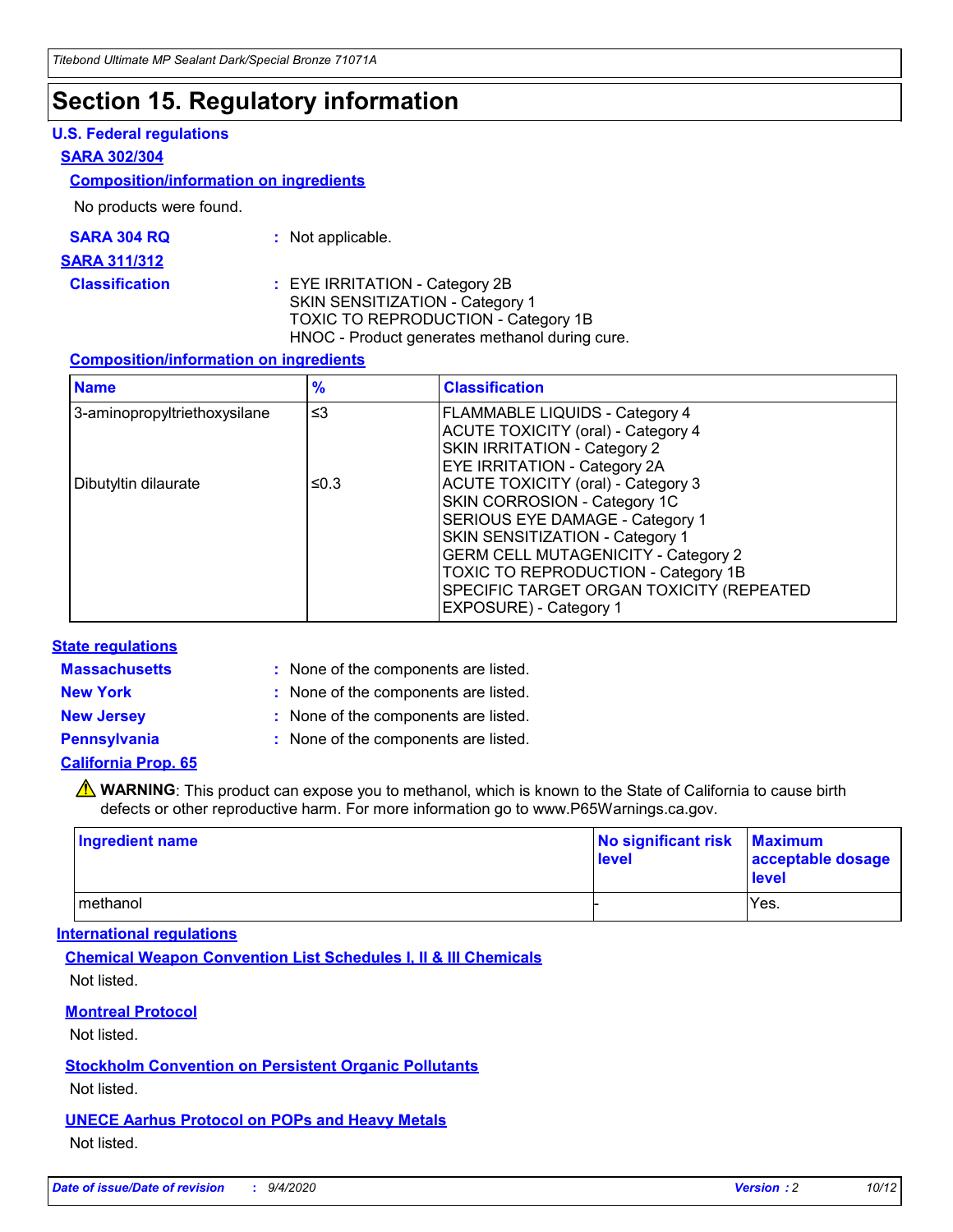# Section 15. Regulatory information

### U.S. Federal regulations

#### SARA 302/304

**Composition/information on ingredients**

No products were found.

**SARA 304 RQ** : Not applicable.

#### SARA 311/312

**Classification** : EYE IRRITATION - Category 2B
SKIN SENSITIZATION - Category 1
TOXIC TO REPRODUCTION - Category 1B
HNOC - Product generates methanol during cure.

**Composition/information on ingredients**

| Name | % | Classification |
|---|---|---|
| 3-aminopropyltriethoxysilane | ≤3 | FLAMMABLE LIQUIDS - Category 4<br>ACUTE TOXICITY (oral) - Category 4<br>SKIN IRRITATION - Category 2<br>EYE IRRITATION - Category 2A |
| Dibutyltin dilaurate | ≤0.3 | ACUTE TOXICITY (oral) - Category 3<br>SKIN CORROSION - Category 1C<br>SERIOUS EYE DAMAGE - Category 1<br>SKIN SENSITIZATION - Category 1<br>GERM CELL MUTAGENICITY - Category 2<br>TOXIC TO REPRODUCTION - Category 1B<br>SPECIFIC TARGET ORGAN TOXICITY (REPEATED EXPOSURE) - Category 1 |

### State regulations

**Massachusetts** : None of the components are listed.

**New York** : None of the components are listed.

**New Jersey** : None of the components are listed.

**Pennsylvania** : None of the components are listed.

#### California Prop. 65

⚠ **WARNING**: This product can expose you to methanol, which is known to the State of California to cause birth defects or other reproductive harm. For more information go to www.P65Warnings.ca.gov.

| Ingredient name | No significant risk level | Maximum acceptable dosage level |
|---|---|---|
| methanol | - | Yes. |

### International regulations

**Chemical Weapon Convention List Schedules I, II & III Chemicals**

Not listed.

**Montreal Protocol**

Not listed.

**Stockholm Convention on Persistent Organic Pollutants**

Not listed.

**UNECE Aarhus Protocol on POPs and Heavy Metals**

Not listed.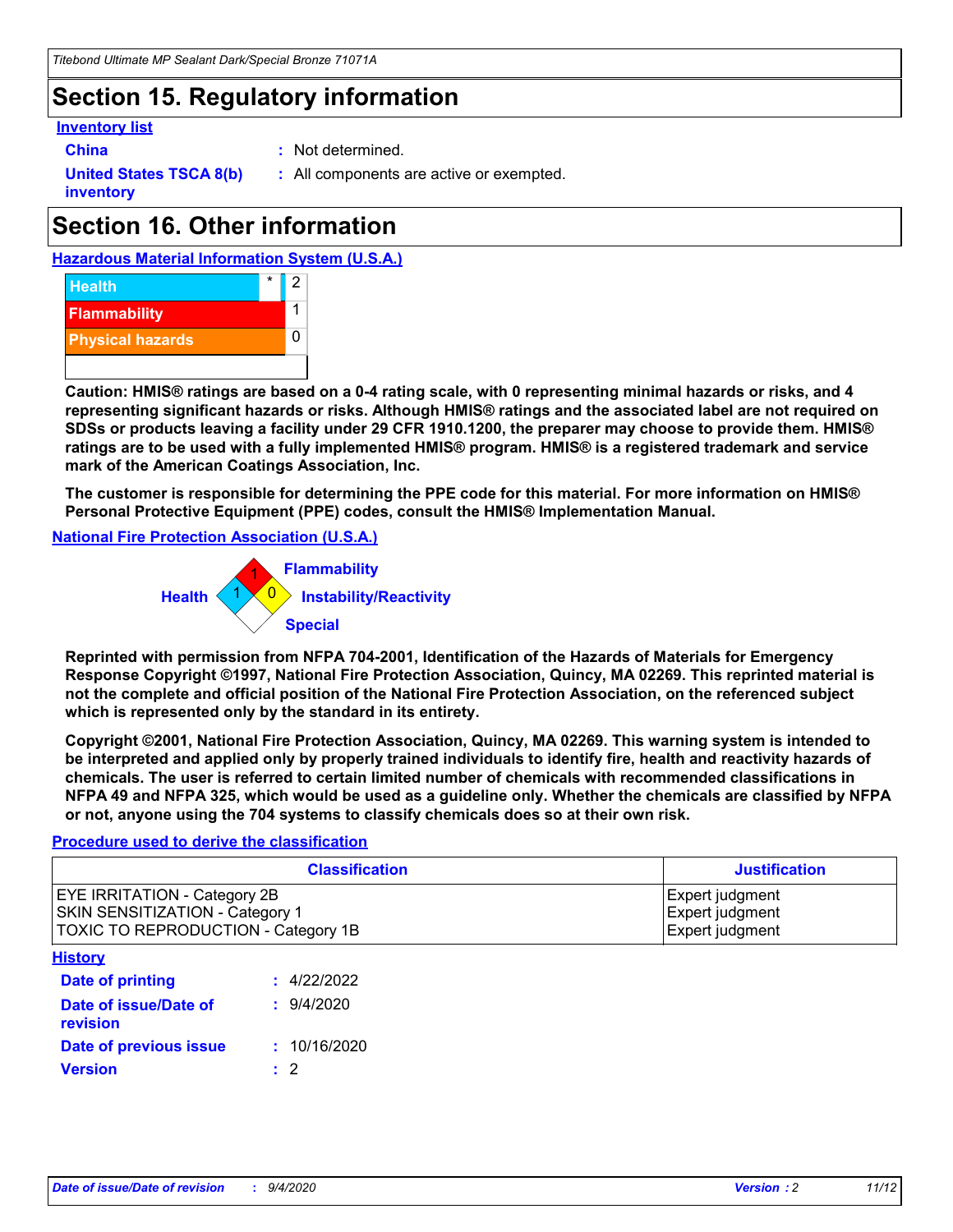# Section 15. Regulatory information

**Inventory list**

**China** : Not determined.

**United States TSCA 8(b) inventory** : All components are active or exempted.

# Section 16. Other information

**Hazardous Material Information System (U.S.A.)**

| | | |
|---|---|---|
| Health | * | 2 |
| Flammability | | 1 |
| Physical hazards | | 0 |

**Caution: HMIS® ratings are based on a 0-4 rating scale, with 0 representing minimal hazards or risks, and 4 representing significant hazards or risks. Although HMIS® ratings and the associated label are not required on SDSs or products leaving a facility under 29 CFR 1910.1200, the preparer may choose to provide them. HMIS® ratings are to be used with a fully implemented HMIS® program. HMIS® is a registered trademark and service mark of the American Coatings Association, Inc.**

**The customer is responsible for determining the PPE code for this material. For more information on HMIS® Personal Protective Equipment (PPE) codes, consult the HMIS® Implementation Manual.**

**National Fire Protection Association (U.S.A.)**

Flammability: 1
Health: 1
Instability/Reactivity: 0
Special:

**Reprinted with permission from NFPA 704-2001, Identification of the Hazards of Materials for Emergency Response Copyright ©1997, National Fire Protection Association, Quincy, MA 02269. This reprinted material is not the complete and official position of the National Fire Protection Association, on the referenced subject which is represented only by the standard in its entirety.**

**Copyright ©2001, National Fire Protection Association, Quincy, MA 02269. This warning system is intended to be interpreted and applied only by properly trained individuals to identify fire, health and reactivity hazards of chemicals. The user is referred to certain limited number of chemicals with recommended classifications in NFPA 49 and NFPA 325, which would be used as a guideline only. Whether the chemicals are classified by NFPA or not, anyone using the 704 systems to classify chemicals does so at their own risk.**

**Procedure used to derive the classification**

| Classification | Justification |
|---|---|
| EYE IRRITATION - Category 2B | Expert judgment |
| SKIN SENSITIZATION - Category 1 | Expert judgment |
| TOXIC TO REPRODUCTION - Category 1B | Expert judgment |

**History**

**Date of printing** : 4/22/2022

**Date of issue/Date of revision** : 9/4/2020

**Date of previous issue** : 10/16/2020

**Version** : 2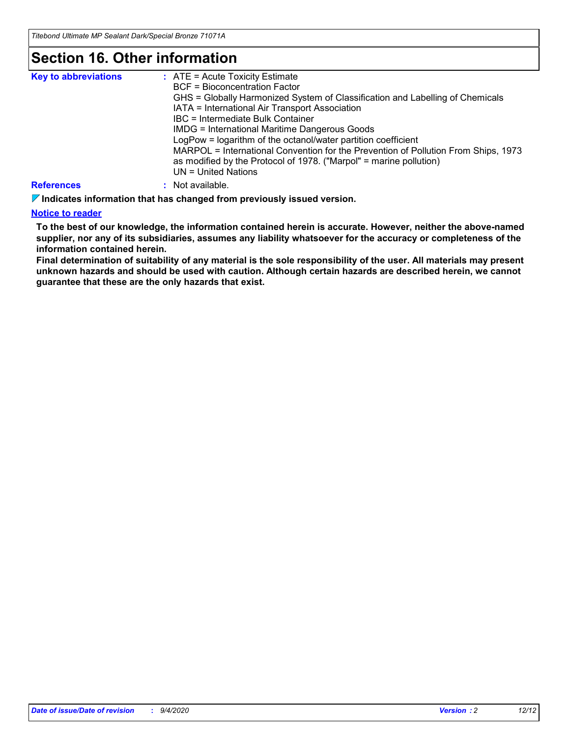# Section 16. Other information

**Key to abbreviations** : ATE = Acute Toxicity Estimate
BCF = Bioconcentration Factor
GHS = Globally Harmonized System of Classification and Labelling of Chemicals
IATA = International Air Transport Association
IBC = Intermediate Bulk Container
IMDG = International Maritime Dangerous Goods
LogPow = logarithm of the octanol/water partition coefficient
MARPOL = International Convention for the Prevention of Pollution From Ships, 1973 as modified by the Protocol of 1978. ("Marpol" = marine pollution)
UN = United Nations

**References** : Not available.

**Indicates information that has changed from previously issued version.**

**Notice to reader**

**To the best of our knowledge, the information contained herein is accurate. However, neither the above-named supplier, nor any of its subsidiaries, assumes any liability whatsoever for the accuracy or completeness of the information contained herein.**

**Final determination of suitability of any material is the sole responsibility of the user. All materials may present unknown hazards and should be used with caution. Although certain hazards are described herein, we cannot guarantee that these are the only hazards that exist.**